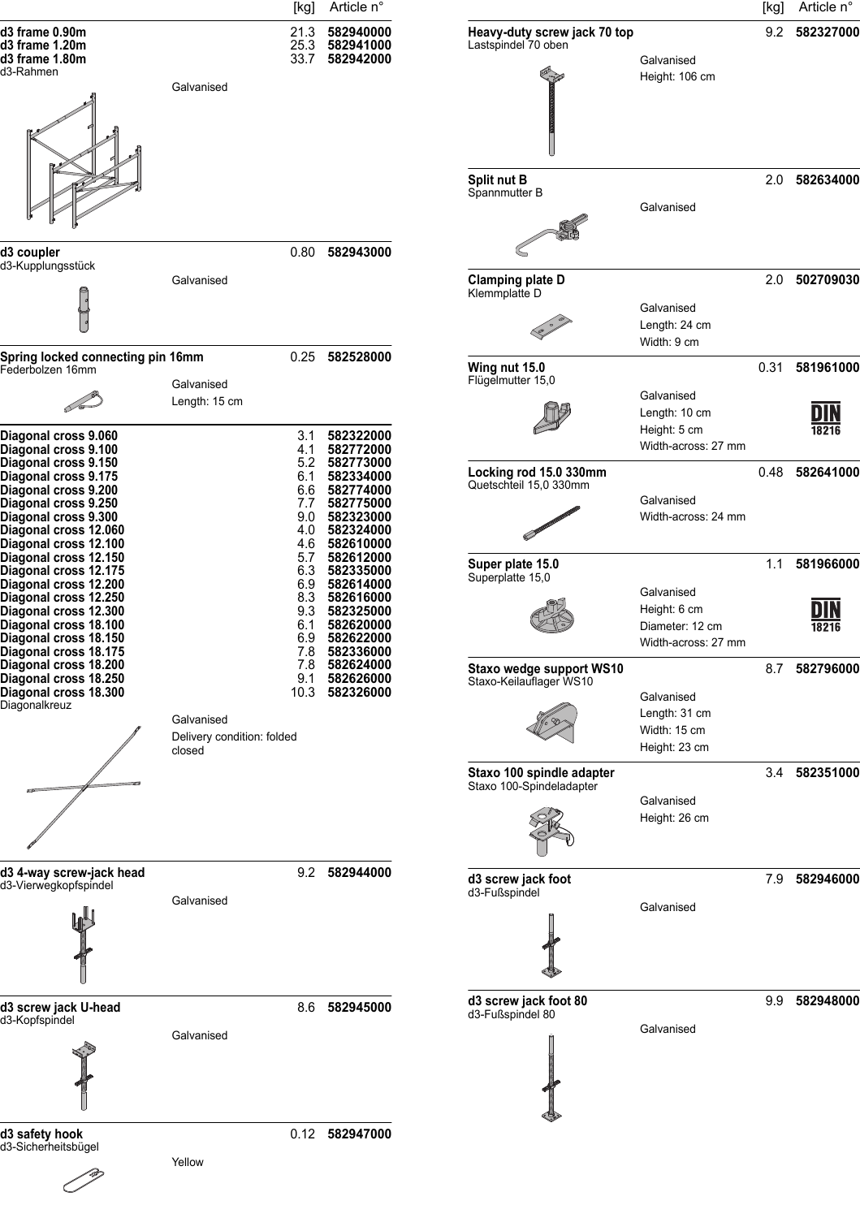| | | [kg] | Article n° |
|---|---|---|---|
| **d3 frame 0.90m**<br>**d3 frame 1.20m**<br>**d3 frame 1.80m**<br>d3-Rahmen | Galvanised | 21.3<br>25.3<br>33.7 | **582940000**<br>**582941000**<br>**582942000** |
| **d3 coupler**<br>d3-Kupplungsstück | Galvanised | 0.80 | **582943000** |
| **Spring locked connecting pin 16mm**<br>Federbolzen 16mm | Galvanised<br>Length: 15 cm | 0.25 | **582528000** |
| **Diagonal cross 9.060**<br>**Diagonal cross 9.100**<br>**Diagonal cross 9.150**<br>**Diagonal cross 9.175**<br>**Diagonal cross 9.200**<br>**Diagonal cross 9.250**<br>**Diagonal cross 9.300**<br>**Diagonal cross 12.060**<br>**Diagonal cross 12.100**<br>**Diagonal cross 12.150**<br>**Diagonal cross 12.175**<br>**Diagonal cross 12.200**<br>**Diagonal cross 12.250**<br>**Diagonal cross 12.300**<br>**Diagonal cross 18.100**<br>**Diagonal cross 18.150**<br>**Diagonal cross 18.175**<br>**Diagonal cross 18.200**<br>**Diagonal cross 18.250**<br>**Diagonal cross 18.300**<br>Diagonalkreuz | Galvanised<br>Delivery condition: folded closed | 3.1<br>4.1<br>5.2<br>6.1<br>6.6<br>7.7<br>9.0<br>4.0<br>4.6<br>5.7<br>6.3<br>6.9<br>8.3<br>9.3<br>6.1<br>6.9<br>7.8<br>7.8<br>9.1<br>10.3 | **582322000**<br>**582772000**<br>**582773000**<br>**582334000**<br>**582774000**<br>**582775000**<br>**582323000**<br>**582324000**<br>**582610000**<br>**582612000**<br>**582335000**<br>**582614000**<br>**582616000**<br>**582325000**<br>**582620000**<br>**582622000**<br>**582336000**<br>**582624000**<br>**582626000**<br>**582326000** |
| **d3 4-way screw-jack head**<br>d3-Vierwegkopfspindel | Galvanised | 9.2 | **582944000** |
| **d3 screw jack U-head**<br>d3-Kopfspindel | Galvanised | 8.6 | **582945000** |
| **d3 safety hook**<br>d3-Sicherheitsbügel | Yellow | 0.12 | **582947000** |
| **Heavy-duty screw jack 70 top**<br>Lastspindel 70 oben | Galvanised<br>Height: 106 cm | 9.2 | **582327000** |
| **Split nut B**<br>Spannmutter B | Galvanised | 2.0 | **582634000** |
| **Clamping plate D**<br>Klemmplatte D | Galvanised<br>Length: 24 cm<br>Width: 9 cm | 2.0 | **502709030** |
| **Wing nut 15.0**<br>Flügelmutter 15,0 | Galvanised<br>Length: 10 cm<br>Height: 5 cm<br>Width-across: 27 mm<br>DIN 18216 | 0.31 | **581961000** |
| **Locking rod 15.0 330mm**<br>Quetschteil 15,0 330mm | Galvanised<br>Width-across: 24 mm | 0.48 | **582641000** |
| **Super plate 15.0**<br>Superplatte 15,0 | Galvanised<br>Height: 6 cm<br>Diameter: 12 cm<br>Width-across: 27 mm<br>DIN 18216 | 1.1 | **581966000** |
| **Staxo wedge support WS10**<br>Staxo-Keilauflager WS10 | Galvanised<br>Length: 31 cm<br>Width: 15 cm<br>Height: 23 cm | 8.7 | **582796000** |
| **Staxo 100 spindle adapter**<br>Staxo 100-Spindeladapter | Galvanised<br>Height: 26 cm | 3.4 | **582351000** |
| **d3 screw jack foot**<br>d3-Fußspindel | Galvanised | 7.9 | **582946000** |
| **d3 screw jack foot 80**<br>d3-Fußspindel 80 | Galvanised | 9.9 | **582948000** |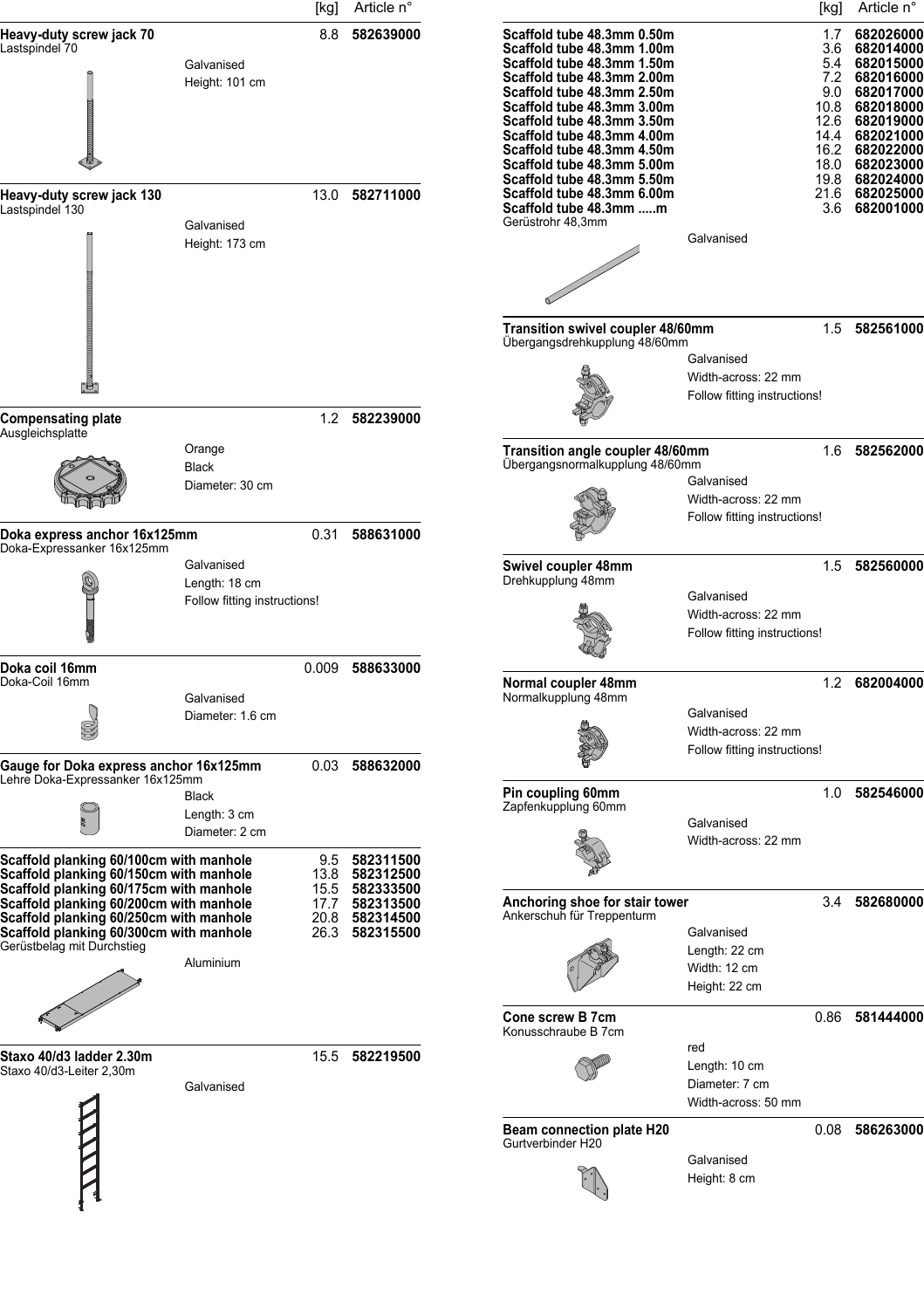| | [kg] | Article n° |
|---|---|---|

**Heavy-duty screw jack 70** | 8.8 | **582639000**

Lastspindel 70

Galvanised
Height: 101 cm

**Heavy-duty screw jack 130** | 13.0 | **582711000**

Lastspindel 130

Galvanised
Height: 173 cm

**Compensating plate** | 1.2 | **582239000**

Ausgleichsplatte

Orange
Black
Diameter: 30 cm

**Doka express anchor 16x125mm** | 0.31 | **588631000**

Doka-Expressanker 16x125mm

Galvanised
Length: 18 cm
Follow fitting instructions!

**Doka coil 16mm** | 0.009 | **588633000**

Doka-Coil 16mm

Galvanised
Diameter: 1.6 cm

**Gauge for Doka express anchor 16x125mm** | 0.03 | **588632000**

Lehre Doka-Expressanker 16x125mm

Black
Length: 3 cm
Diameter: 2 cm

| | [kg] | Article n° |
|---|---|---|
| **Scaffold planking 60/100cm with manhole** | 9.5 | **582311500** |
| **Scaffold planking 60/150cm with manhole** | 13.8 | **582312500** |
| **Scaffold planking 60/175cm with manhole** | 15.5 | **582333500** |
| **Scaffold planking 60/200cm with manhole** | 17.7 | **582313500** |
| **Scaffold planking 60/250cm with manhole** | 20.8 | **582314500** |
| **Scaffold planking 60/300cm with manhole** | 26.3 | **582315500** |

Gerüstbelag mit Durchstieg

Aluminium

**Staxo 40/d3 ladder 2.30m** | 15.5 | **582219500**

Staxo 40/d3-Leiter 2,30m

Galvanised

| | [kg] | Article n° |
|---|---|---|
| **Scaffold tube 48.3mm 0.50m** | 1.7 | **682026000** |
| **Scaffold tube 48.3mm 1.00m** | 3.6 | **682014000** |
| **Scaffold tube 48.3mm 1.50m** | 5.4 | **682015000** |
| **Scaffold tube 48.3mm 2.00m** | 7.2 | **682016000** |
| **Scaffold tube 48.3mm 2.50m** | 9.0 | **682017000** |
| **Scaffold tube 48.3mm 3.00m** | 10.8 | **682018000** |
| **Scaffold tube 48.3mm 3.50m** | 12.6 | **682019000** |
| **Scaffold tube 48.3mm 4.00m** | 14.4 | **682021000** |
| **Scaffold tube 48.3mm 4.50m** | 16.2 | **682022000** |
| **Scaffold tube 48.3mm 5.00m** | 18.0 | **682023000** |
| **Scaffold tube 48.3mm 5.50m** | 19.8 | **682024000** |
| **Scaffold tube 48.3mm 6.00m** | 21.6 | **682025000** |
| **Scaffold tube 48.3mm .....m** | 3.6 | **682001000** |

Gerüstrohr 48,3mm

Galvanised

**Transition swivel coupler 48/60mm** | 1.5 | **582561000**

Übergangsdrehkupplung 48/60mm

Galvanised
Width-across: 22 mm
Follow fitting instructions!

**Transition angle coupler 48/60mm** | 1.6 | **582562000**

Übergangsnormalkupplung 48/60mm

Galvanised
Width-across: 22 mm
Follow fitting instructions!

**Swivel coupler 48mm** | 1.5 | **582560000**

Drehkupplung 48mm

Galvanised
Width-across: 22 mm
Follow fitting instructions!

**Normal coupler 48mm** | 1.2 | **682004000**

Normalkupplung 48mm

Galvanised
Width-across: 22 mm
Follow fitting instructions!

**Pin coupling 60mm** | 1.0 | **582546000**

Zapfenkupplung 60mm

Galvanised
Width-across: 22 mm

**Anchoring shoe for stair tower** | 3.4 | **582680000**

Ankerschuh für Treppenturm

Galvanised
Length: 22 cm
Width: 12 cm
Height: 22 cm

**Cone screw B 7cm** | 0.86 | **581444000**

Konusschraube B 7cm

red
Length: 10 cm
Diameter: 7 cm
Width-across: 50 mm

**Beam connection plate H20** | 0.08 | **586263000**

Gurtverbinder H20

Galvanised
Height: 8 cm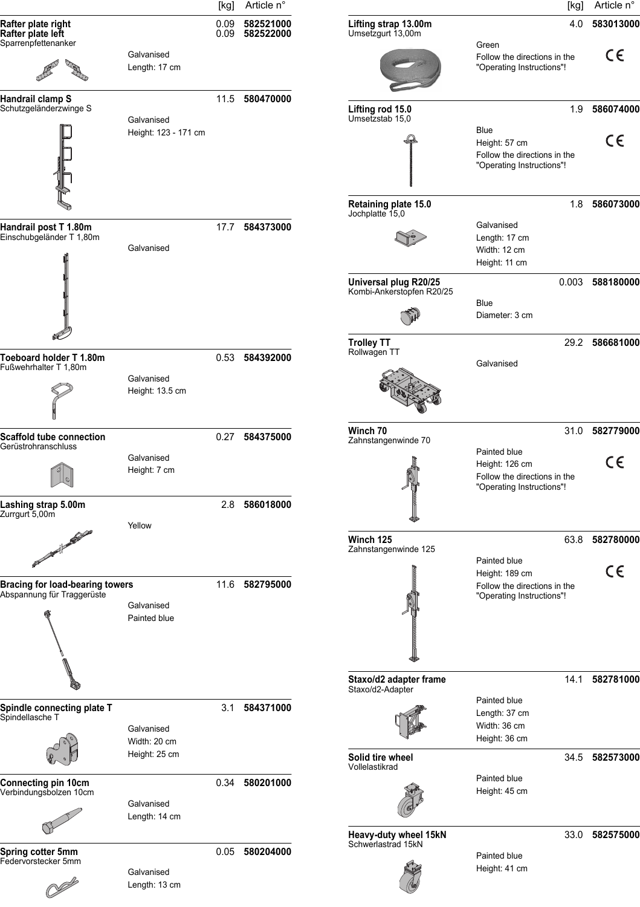| Item | [kg] | Article n° |
|---|---|---|
| **Rafter plate right** | 0.09 | **582521000** |
| **Rafter plate left**<br>Sparrenpfettenanker<br>Galvanised<br>Length: 17 cm | 0.09 | **582522000** |
| **Handrail clamp S**<br>Schutzgeländerzwinge S<br>Galvanised<br>Height: 123 - 171 cm | 11.5 | **580470000** |
| **Handrail post T 1.80m**<br>Einschubgeländer T 1,80m<br>Galvanised | 17.7 | **584373000** |
| **Toeboard holder T 1.80m**<br>Fußwehrhalter T 1,80m<br>Galvanised<br>Height: 13.5 cm | 0.53 | **584392000** |
| **Scaffold tube connection**<br>Gerüstrohranschluss<br>Galvanised<br>Height: 7 cm | 0.27 | **584375000** |
| **Lashing strap 5.00m**<br>Zurrgurt 5,00m<br>Yellow | 2.8 | **586018000** |
| **Bracing for load-bearing towers**<br>Abspannung für Traggerüste<br>Galvanised<br>Painted blue | 11.6 | **582795000** |
| **Spindle connecting plate T**<br>Spindellasche T<br>Galvanised<br>Width: 20 cm<br>Height: 25 cm | 3.1 | **584371000** |
| **Connecting pin 10cm**<br>Verbindungsbolzen 10cm<br>Galvanised<br>Length: 14 cm | 0.34 | **580201000** |
| **Spring cotter 5mm**<br>Federvorstecker 5mm<br>Galvanised<br>Length: 13 cm | 0.05 | **580204000** |
| **Lifting strap 13.00m**<br>Umsetzgurt 13,00m<br>Green<br>Follow the directions in the "Operating Instructions"!<br>CE | 4.0 | **583013000** |
| **Lifting rod 15.0**<br>Umsetzstab 15,0<br>Blue<br>Height: 57 cm<br>Follow the directions in the "Operating Instructions"!<br>CE | 1.9 | **586074000** |
| **Retaining plate 15.0**<br>Jochplatte 15,0<br>Galvanised<br>Length: 17 cm<br>Width: 12 cm<br>Height: 11 cm | 1.8 | **586073000** |
| **Universal plug R20/25**<br>Kombi-Ankerstopfen R20/25<br>Blue<br>Diameter: 3 cm | 0.003 | **588180000** |
| **Trolley TT**<br>Rollwagen TT<br>Galvanised | 29.2 | **586681000** |
| **Winch 70**<br>Zahnstangenwinde 70<br>Painted blue<br>Height: 126 cm<br>Follow the directions in the "Operating Instructions"!<br>CE | 31.0 | **582779000** |
| **Winch 125**<br>Zahnstangenwinde 125<br>Painted blue<br>Height: 189 cm<br>Follow the directions in the "Operating Instructions"!<br>CE | 63.8 | **582780000** |
| **Staxo/d2 adapter frame**<br>Staxo/d2-Adapter<br>Painted blue<br>Length: 37 cm<br>Width: 36 cm<br>Height: 36 cm | 14.1 | **582781000** |
| **Solid tire wheel**<br>Vollelastikrad<br>Painted blue<br>Height: 45 cm | 34.5 | **582573000** |
| **Heavy-duty wheel 15kN**<br>Schwerlastrad 15kN<br>Painted blue<br>Height: 41 cm | 33.0 | **582575000** |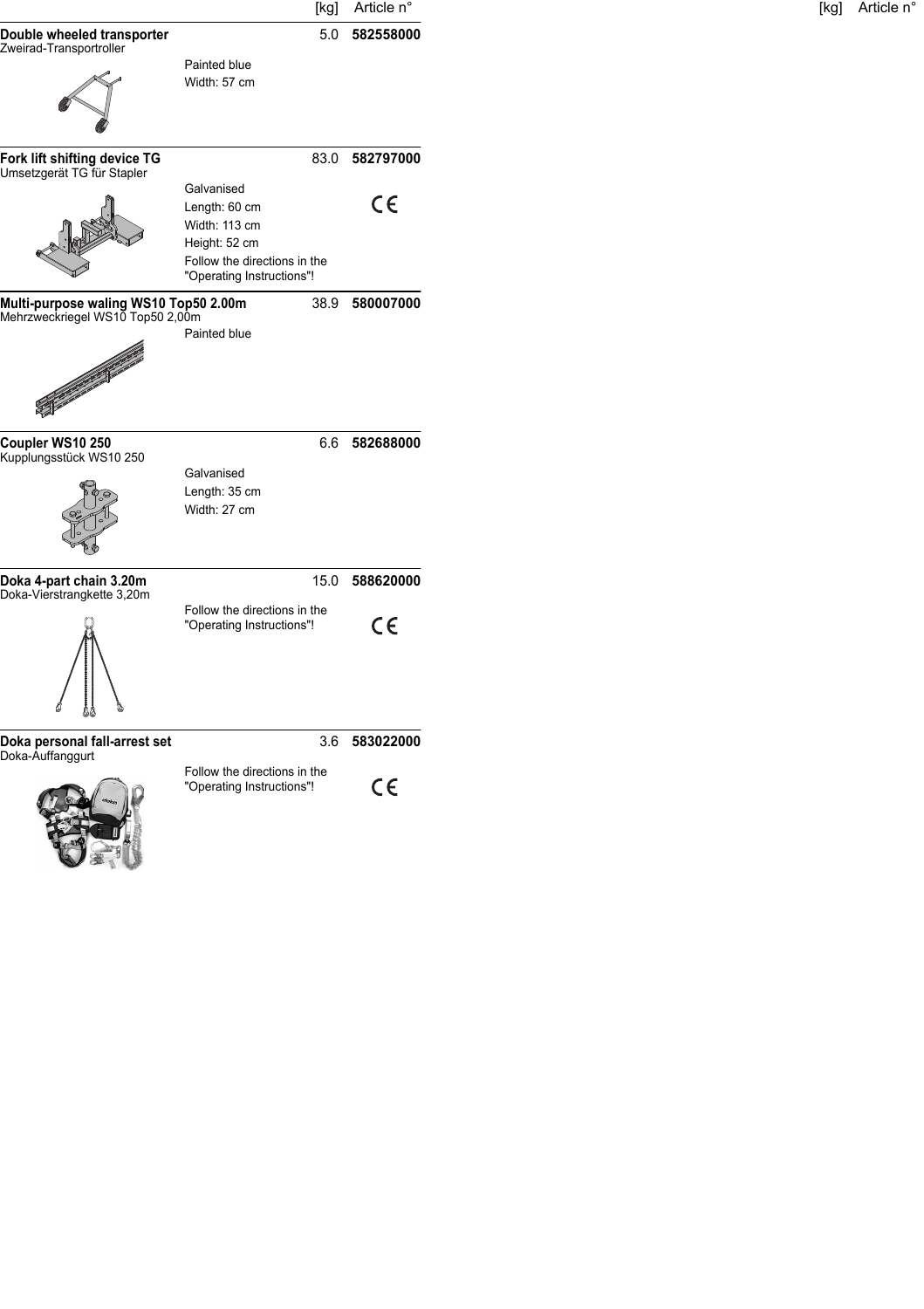| | [kg] | Article n° |
|---|---|---|
| **Double wheeled transporter**<br>Zweirad-Transportroller<br>Painted blue<br>Width: 57 cm | 5.0 | **582558000** |
| **Fork lift shifting device TG**<br>Umsetzgerät TG für Stapler<br>Galvanised<br>Length: 60 cm<br>Width: 113 cm<br>Height: 52 cm<br>Follow the directions in the "Operating Instructions"! | 83.0 | **582797000** CE |
| **Multi-purpose waling WS10 Top50 2.00m**<br>Mehrzweckriegel WS10 Top50 2,00m<br>Painted blue | 38.9 | **580007000** |
| **Coupler WS10 250**<br>Kupplungsstück WS10 250<br>Galvanised<br>Length: 35 cm<br>Width: 27 cm | 6.6 | **582688000** |
| **Doka 4-part chain 3.20m**<br>Doka-Vierstrangkette 3,20m<br>Follow the directions in the "Operating Instructions"! | 15.0 | **588620000** CE |
| **Doka personal fall-arrest set**<br>Doka-Auffanggurt<br>Follow the directions in the "Operating Instructions"! | 3.6 | **583022000** CE |